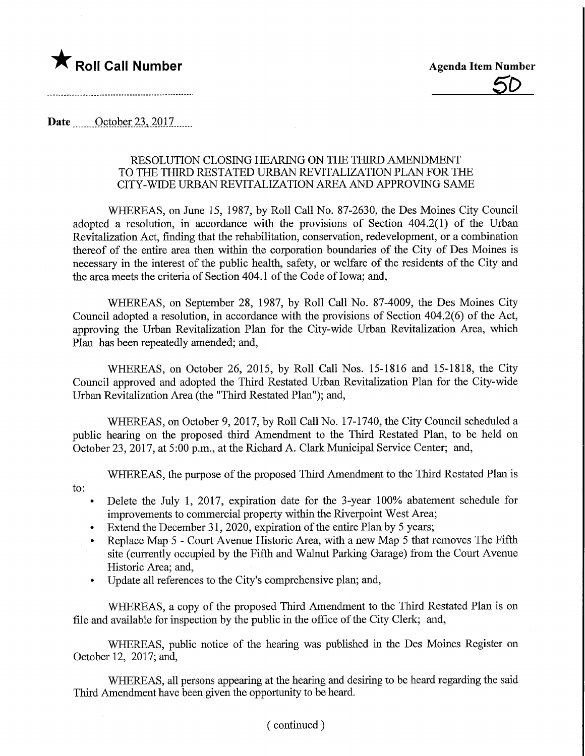★ **Roll Call Number**

**Agenda Item Number**

5D

**Date** October 23, 2017

RESOLUTION CLOSING HEARING ON THE THIRD AMENDMENT TO THE THIRD RESTATED URBAN REVITALIZATION PLAN FOR THE CITY-WIDE URBAN REVITALIZATION AREA AND APPROVING SAME

WHEREAS, on June 15, 1987, by Roll Call No. 87-2630, the Des Moines City Council adopted a resolution, in accordance with the provisions of Section 404.2(1) of the Urban Revitalization Act, finding that the rehabilitation, conservation, redevelopment, or a combination thereof of the entire area then within the corporation boundaries of the City of Des Moines is necessary in the interest of the public health, safety, or welfare of the residents of the City and the area meets the criteria of Section 404.1 of the Code of Iowa; and,

WHEREAS, on September 28, 1987, by Roll Call No. 87-4009, the Des Moines City Council adopted a resolution, in accordance with the provisions of Section 404.2(6) of the Act, approving the Urban Revitalization Plan for the City-wide Urban Revitalization Area, which Plan has been repeatedly amended; and,

WHEREAS, on October 26, 2015, by Roll Call Nos. 15-1816 and 15-1818, the City Council approved and adopted the Third Restated Urban Revitalization Plan for the City-wide Urban Revitalization Area (the "Third Restated Plan"); and,

WHEREAS, on October 9, 2017, by Roll Call No. 17-1740, the City Council scheduled a public hearing on the proposed third Amendment to the Third Restated Plan, to be held on October 23, 2017, at 5:00 p.m., at the Richard A. Clark Municipal Service Center; and,

WHEREAS, the purpose of the proposed Third Amendment to the Third Restated Plan is to:

- Delete the July 1, 2017, expiration date for the 3-year 100% abatement schedule for improvements to commercial property within the Riverpoint West Area;
- Extend the December 31, 2020, expiration of the entire Plan by 5 years;
- Replace Map 5 - Court Avenue Historic Area, with a new Map 5 that removes The Fifth site (currently occupied by the Fifth and Walnut Parking Garage) from the Court Avenue Historic Area; and,
- Update all references to the City's comprehensive plan; and,

WHEREAS, a copy of the proposed Third Amendment to the Third Restated Plan is on file and available for inspection by the public in the office of the City Clerk; and,

WHEREAS, public notice of the hearing was published in the Des Moines Register on October 12, 2017; and,

WHEREAS, all persons appearing at the hearing and desiring to be heard regarding the said Third Amendment have been given the opportunity to be heard.

( continued )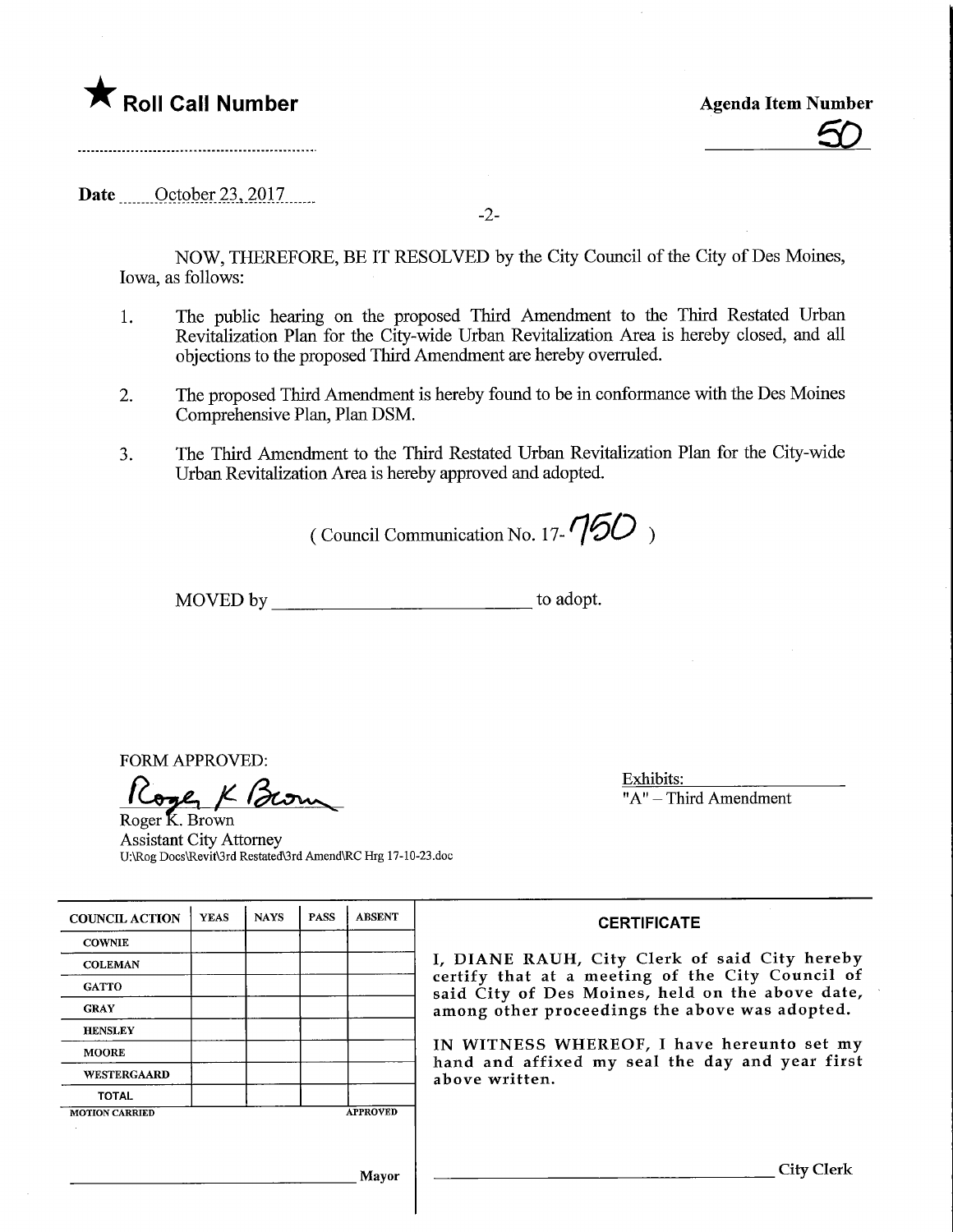★ **Roll Call Number**

**Agenda Item Number**
50

**Date** October 23, 2017

NOW, THEREFORE, BE IT RESOLVED by the City Council of the City of Des Moines, Iowa, as follows:

1. The public hearing on the proposed Third Amendment to the Third Restated Urban Revitalization Plan for the City-wide Urban Revitalization Area is hereby closed, and all objections to the proposed Third Amendment are hereby overruled.

2. The proposed Third Amendment is hereby found to be in conformance with the Des Moines Comprehensive Plan, Plan DSM.

3. The Third Amendment to the Third Restated Urban Revitalization Plan for the City-wide Urban Revitalization Area is hereby approved and adopted.

( Council Communication No. 17-750 )

MOVED by ____________________________ to adopt.

FORM APPROVED:

Roger K. Brown
Assistant City Attorney
U:\Rog Docs\Revit\3rd Restated\3rd Amend\RC Hrg 17-10-23.doc

Exhibits:
"A" – Third Amendment

| COUNCIL ACTION | YEAS | NAYS | PASS | ABSENT |
|---|---|---|---|---|
| COWNIE | | | | |
| COLEMAN | | | | |
| GATTO | | | | |
| GRAY | | | | |
| HENSLEY | | | | |
| MOORE | | | | |
| WESTERGAARD | | | | |
| TOTAL | | | | |
| MOTION CARRIED | | | | APPROVED |

________________________________ Mayor

**CERTIFICATE**

I, DIANE RAUH, City Clerk of said City hereby certify that at a meeting of the City Council of said City of Des Moines, held on the above date, among other proceedings the above was adopted.

IN WITNESS WHEREOF, I have hereunto set my hand and affixed my seal the day and year first above written.

________________________________ City Clerk